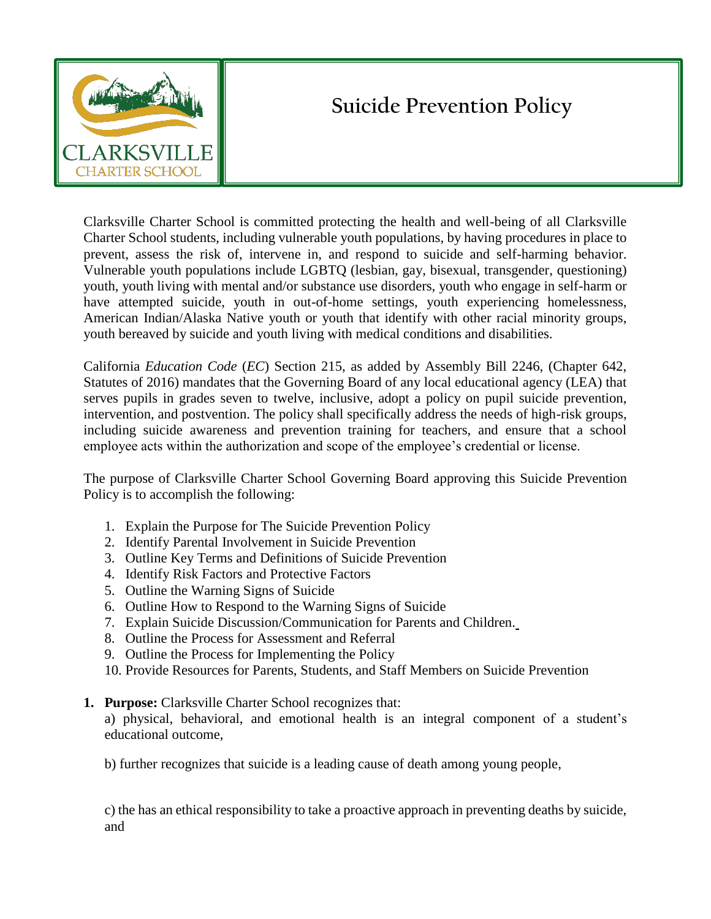# Suicide Prevention Policy

Clarksville Charter School is committed protecting the health and well-being of all Clarksville Charter School students, including vulnerable youth populations, by having procedures in place to prevent, assess the risk of, intervene in, and respond to suicide and self-harming behavior. Vulnerable youth populations include LGBTQ (lesbian, gay, bisexual, transgender, questioning) youth, youth living with mental and/or substance use disorders, youth who engage in self-harm or have attempted suicide, youth in out-of-home settings, youth experiencing homelessness, American Indian/Alaska Native youth or youth that identify with other racial minority groups, youth bereaved by suicide and youth living with medical conditions and disabilities.

California *Education Code* (*EC*) Section 215, as added by Assembly Bill 2246, (Chapter 642, Statutes of 2016) mandates that the Governing Board of any local educational agency (LEA) that serves pupils in grades seven to twelve, inclusive, adopt a policy on pupil suicide prevention, intervention, and postvention. The policy shall specifically address the needs of high-risk groups, including suicide awareness and prevention training for teachers, and ensure that a school employee acts within the authorization and scope of the employee's credential or license.

The purpose of Clarksville Charter School Governing Board approving this Suicide Prevention Policy is to accomplish the following:

1. Explain the Purpose for The Suicide Prevention Policy
2. Identify Parental Involvement in Suicide Prevention
3. Outline Key Terms and Definitions of Suicide Prevention
4. Identify Risk Factors and Protective Factors
5. Outline the Warning Signs of Suicide
6. Outline How to Respond to the Warning Signs of Suicide
7. Explain Suicide Discussion/Communication for Parents and Children.
8. Outline the Process for Assessment and Referral
9. Outline the Process for Implementing the Policy
10. Provide Resources for Parents, Students, and Staff Members on Suicide Prevention

1. **Purpose:** Clarksville Charter School recognizes that:

   a) physical, behavioral, and emotional health is an integral component of a student's educational outcome,

   b) further recognizes that suicide is a leading cause of death among young people,

   c) the has an ethical responsibility to take a proactive approach in preventing deaths by suicide, and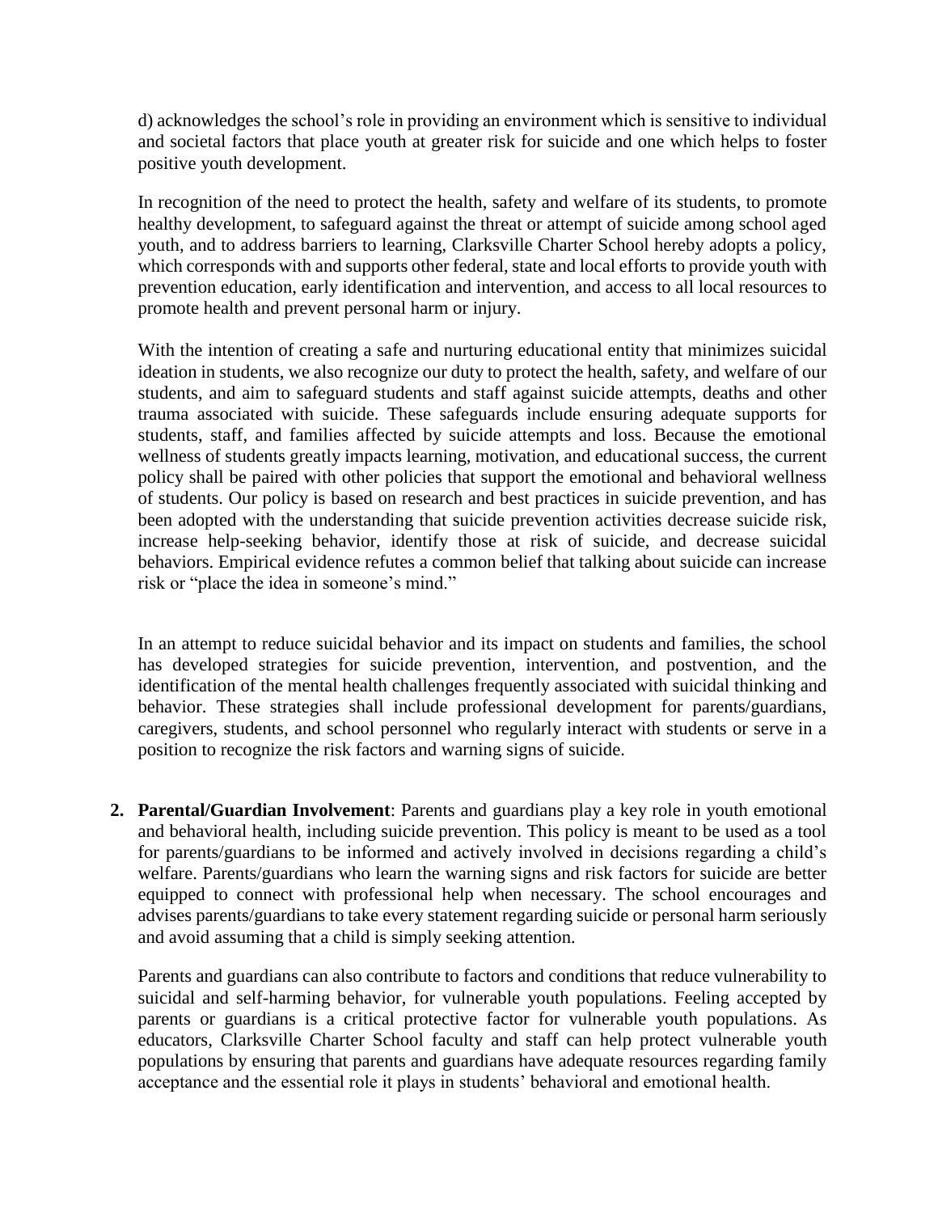d) acknowledges the school's role in providing an environment which is sensitive to individual and societal factors that place youth at greater risk for suicide and one which helps to foster positive youth development.

In recognition of the need to protect the health, safety and welfare of its students, to promote healthy development, to safeguard against the threat or attempt of suicide among school aged youth, and to address barriers to learning, Clarksville Charter School hereby adopts a policy, which corresponds with and supports other federal, state and local efforts to provide youth with prevention education, early identification and intervention, and access to all local resources to promote health and prevent personal harm or injury.

With the intention of creating a safe and nurturing educational entity that minimizes suicidal ideation in students, we also recognize our duty to protect the health, safety, and welfare of our students, and aim to safeguard students and staff against suicide attempts, deaths and other trauma associated with suicide. These safeguards include ensuring adequate supports for students, staff, and families affected by suicide attempts and loss. Because the emotional wellness of students greatly impacts learning, motivation, and educational success, the current policy shall be paired with other policies that support the emotional and behavioral wellness of students. Our policy is based on research and best practices in suicide prevention, and has been adopted with the understanding that suicide prevention activities decrease suicide risk, increase help-seeking behavior, identify those at risk of suicide, and decrease suicidal behaviors. Empirical evidence refutes a common belief that talking about suicide can increase risk or "place the idea in someone's mind."

In an attempt to reduce suicidal behavior and its impact on students and families, the school has developed strategies for suicide prevention, intervention, and postvention, and the identification of the mental health challenges frequently associated with suicidal thinking and behavior. These strategies shall include professional development for parents/guardians, caregivers, students, and school personnel who regularly interact with students or serve in a position to recognize the risk factors and warning signs of suicide.

2. **Parental/Guardian Involvement**: Parents and guardians play a key role in youth emotional and behavioral health, including suicide prevention. This policy is meant to be used as a tool for parents/guardians to be informed and actively involved in decisions regarding a child's welfare. Parents/guardians who learn the warning signs and risk factors for suicide are better equipped to connect with professional help when necessary. The school encourages and advises parents/guardians to take every statement regarding suicide or personal harm seriously and avoid assuming that a child is simply seeking attention.

   Parents and guardians can also contribute to factors and conditions that reduce vulnerability to suicidal and self-harming behavior, for vulnerable youth populations. Feeling accepted by parents or guardians is a critical protective factor for vulnerable youth populations. As educators, Clarksville Charter School faculty and staff can help protect vulnerable youth populations by ensuring that parents and guardians have adequate resources regarding family acceptance and the essential role it plays in students' behavioral and emotional health.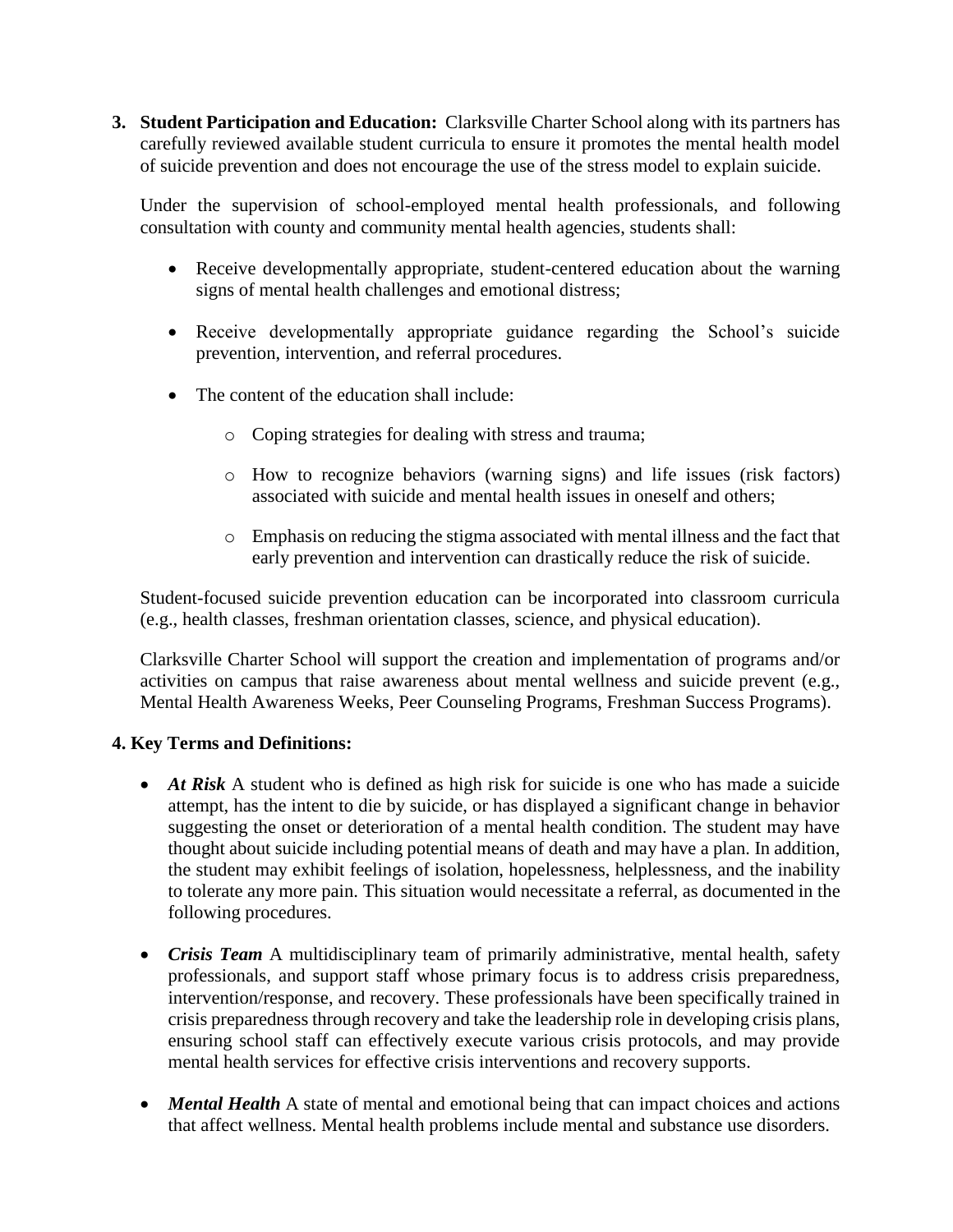3. **Student Participation and Education:** Clarksville Charter School along with its partners has carefully reviewed available student curricula to ensure it promotes the mental health model of suicide prevention and does not encourage the use of the stress model to explain suicide.

   Under the supervision of school-employed mental health professionals, and following consultation with county and community mental health agencies, students shall:

   - Receive developmentally appropriate, student-centered education about the warning signs of mental health challenges and emotional distress;
   - Receive developmentally appropriate guidance regarding the School's suicide prevention, intervention, and referral procedures.
   - The content of the education shall include:
     - Coping strategies for dealing with stress and trauma;
     - How to recognize behaviors (warning signs) and life issues (risk factors) associated with suicide and mental health issues in oneself and others;
     - Emphasis on reducing the stigma associated with mental illness and the fact that early prevention and intervention can drastically reduce the risk of suicide.

   Student-focused suicide prevention education can be incorporated into classroom curricula (e.g., health classes, freshman orientation classes, science, and physical education).

   Clarksville Charter School will support the creation and implementation of programs and/or activities on campus that raise awareness about mental wellness and suicide prevent (e.g., Mental Health Awareness Weeks, Peer Counseling Programs, Freshman Success Programs).

**4. Key Terms and Definitions:**

- ***At Risk*** A student who is defined as high risk for suicide is one who has made a suicide attempt, has the intent to die by suicide, or has displayed a significant change in behavior suggesting the onset or deterioration of a mental health condition. The student may have thought about suicide including potential means of death and may have a plan. In addition, the student may exhibit feelings of isolation, hopelessness, helplessness, and the inability to tolerate any more pain. This situation would necessitate a referral, as documented in the following procedures.
- ***Crisis Team*** A multidisciplinary team of primarily administrative, mental health, safety professionals, and support staff whose primary focus is to address crisis preparedness, intervention/response, and recovery. These professionals have been specifically trained in crisis preparedness through recovery and take the leadership role in developing crisis plans, ensuring school staff can effectively execute various crisis protocols, and may provide mental health services for effective crisis interventions and recovery supports.
- ***Mental Health*** A state of mental and emotional being that can impact choices and actions that affect wellness. Mental health problems include mental and substance use disorders.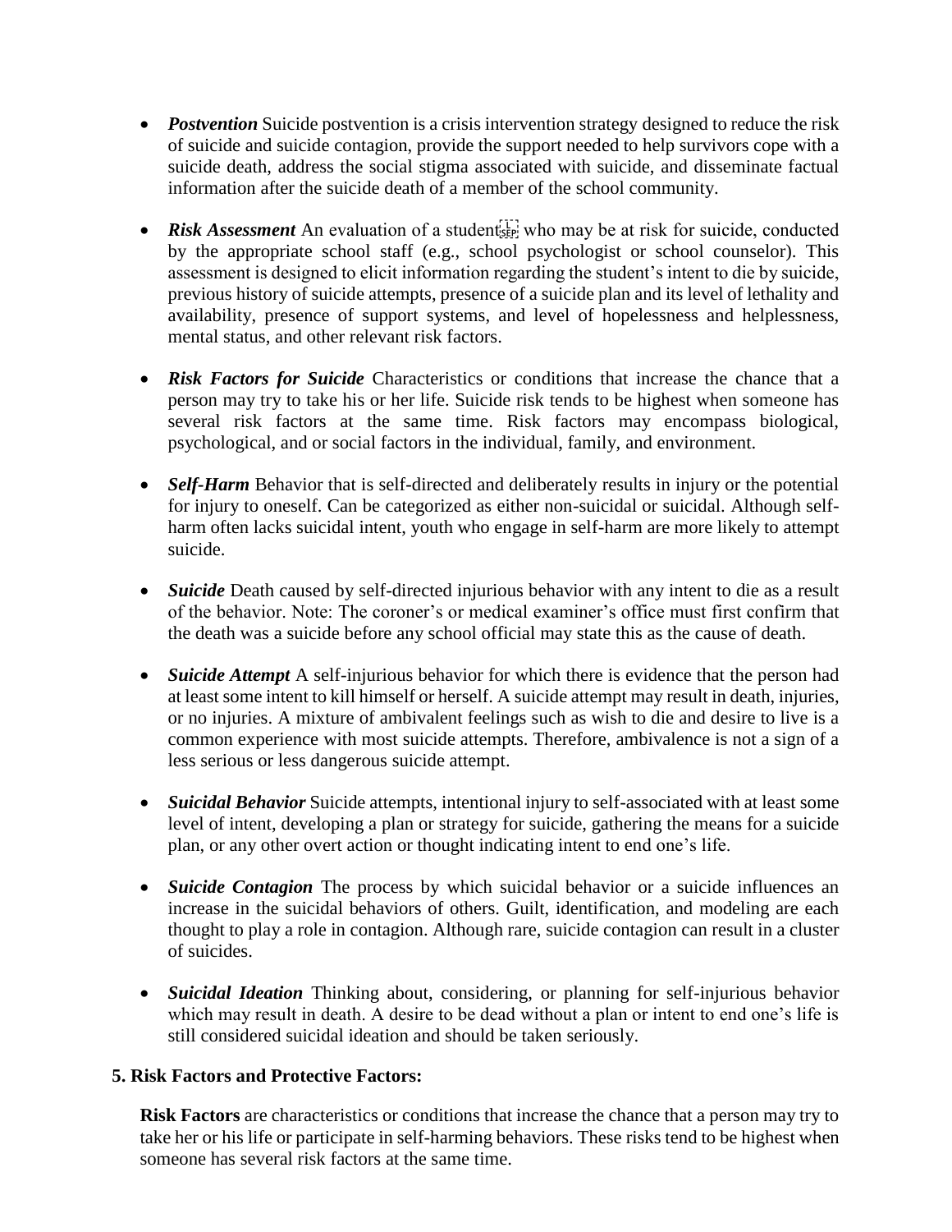- ***Postvention*** Suicide postvention is a crisis intervention strategy designed to reduce the risk of suicide and suicide contagion, provide the support needed to help survivors cope with a suicide death, address the social stigma associated with suicide, and disseminate factual information after the suicide death of a member of the school community.

- ***Risk Assessment*** An evaluation of a student who may be at risk for suicide, conducted by the appropriate school staff (e.g., school psychologist or school counselor). This assessment is designed to elicit information regarding the student's intent to die by suicide, previous history of suicide attempts, presence of a suicide plan and its level of lethality and availability, presence of support systems, and level of hopelessness and helplessness, mental status, and other relevant risk factors.

- ***Risk Factors for Suicide*** Characteristics or conditions that increase the chance that a person may try to take his or her life. Suicide risk tends to be highest when someone has several risk factors at the same time. Risk factors may encompass biological, psychological, and or social factors in the individual, family, and environment.

- ***Self-Harm*** Behavior that is self-directed and deliberately results in injury or the potential for injury to oneself. Can be categorized as either non-suicidal or suicidal. Although self-harm often lacks suicidal intent, youth who engage in self-harm are more likely to attempt suicide.

- ***Suicide*** Death caused by self-directed injurious behavior with any intent to die as a result of the behavior. Note: The coroner's or medical examiner's office must first confirm that the death was a suicide before any school official may state this as the cause of death.

- ***Suicide Attempt*** A self-injurious behavior for which there is evidence that the person had at least some intent to kill himself or herself. A suicide attempt may result in death, injuries, or no injuries. A mixture of ambivalent feelings such as wish to die and desire to live is a common experience with most suicide attempts. Therefore, ambivalence is not a sign of a less serious or less dangerous suicide attempt.

- ***Suicidal Behavior*** Suicide attempts, intentional injury to self-associated with at least some level of intent, developing a plan or strategy for suicide, gathering the means for a suicide plan, or any other overt action or thought indicating intent to end one's life.

- ***Suicide Contagion*** The process by which suicidal behavior or a suicide influences an increase in the suicidal behaviors of others. Guilt, identification, and modeling are each thought to play a role in contagion. Although rare, suicide contagion can result in a cluster of suicides.

- ***Suicidal Ideation*** Thinking about, considering, or planning for self-injurious behavior which may result in death. A desire to be dead without a plan or intent to end one's life is still considered suicidal ideation and should be taken seriously.

**5. Risk Factors and Protective Factors:**

**Risk Factors** are characteristics or conditions that increase the chance that a person may try to take her or his life or participate in self-harming behaviors. These risks tend to be highest when someone has several risk factors at the same time.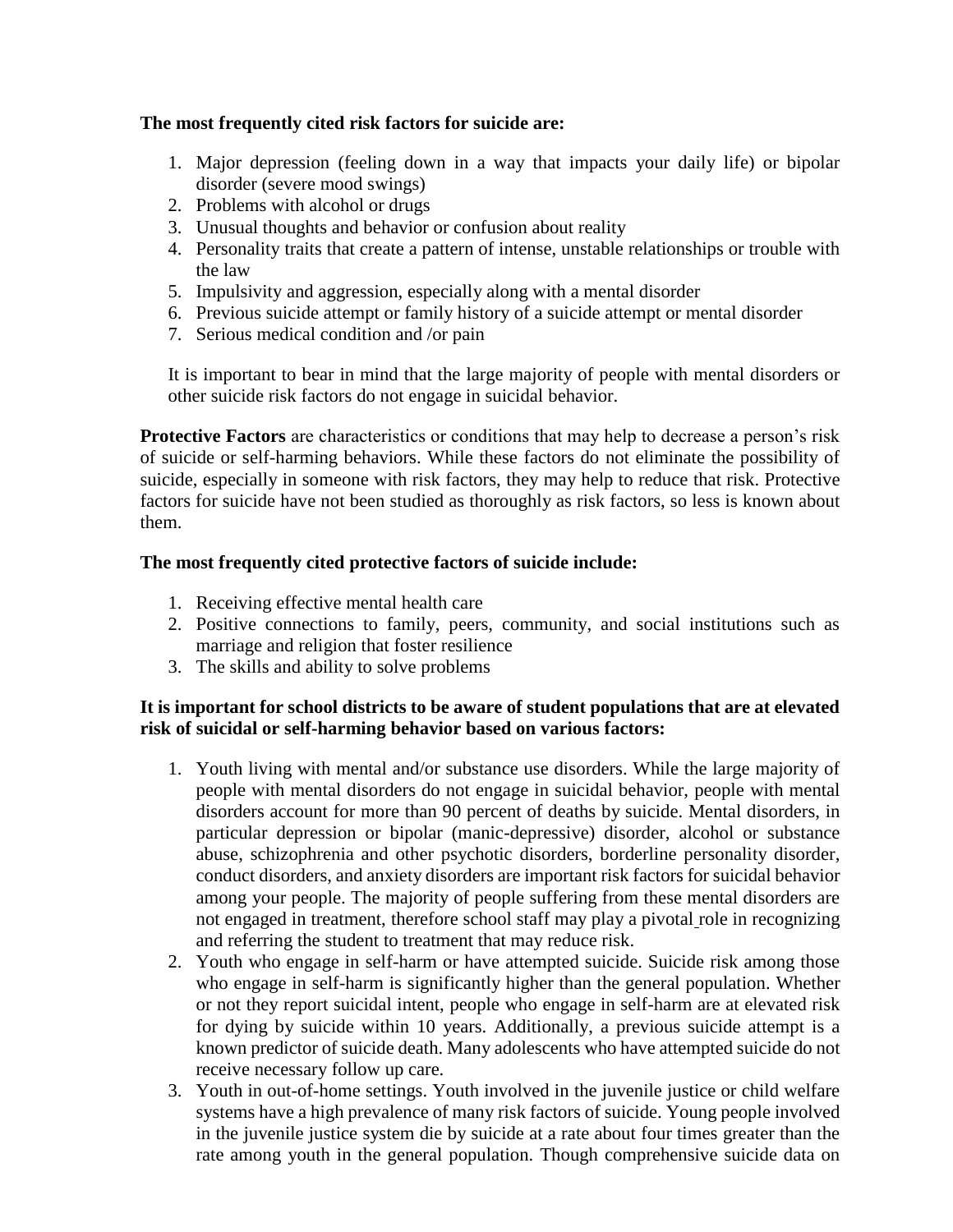**The most frequently cited risk factors for suicide are:**

1. Major depression (feeling down in a way that impacts your daily life) or bipolar disorder (severe mood swings)
2. Problems with alcohol or drugs
3. Unusual thoughts and behavior or confusion about reality
4. Personality traits that create a pattern of intense, unstable relationships or trouble with the law
5. Impulsivity and aggression, especially along with a mental disorder
6. Previous suicide attempt or family history of a suicide attempt or mental disorder
7. Serious medical condition and /or pain

It is important to bear in mind that the large majority of people with mental disorders or other suicide risk factors do not engage in suicidal behavior.

**Protective Factors** are characteristics or conditions that may help to decrease a person's risk of suicide or self-harming behaviors. While these factors do not eliminate the possibility of suicide, especially in someone with risk factors, they may help to reduce that risk. Protective factors for suicide have not been studied as thoroughly as risk factors, so less is known about them.

**The most frequently cited protective factors of suicide include:**

1. Receiving effective mental health care
2. Positive connections to family, peers, community, and social institutions such as marriage and religion that foster resilience
3. The skills and ability to solve problems

**It is important for school districts to be aware of student populations that are at elevated risk of suicidal or self-harming behavior based on various factors:**

1. Youth living with mental and/or substance use disorders. While the large majority of people with mental disorders do not engage in suicidal behavior, people with mental disorders account for more than 90 percent of deaths by suicide. Mental disorders, in particular depression or bipolar (manic-depressive) disorder, alcohol or substance abuse, schizophrenia and other psychotic disorders, borderline personality disorder, conduct disorders, and anxiety disorders are important risk factors for suicidal behavior among your people. The majority of people suffering from these mental disorders are not engaged in treatment, therefore school staff may play a pivotal role in recognizing and referring the student to treatment that may reduce risk.
2. Youth who engage in self-harm or have attempted suicide. Suicide risk among those who engage in self-harm is significantly higher than the general population. Whether or not they report suicidal intent, people who engage in self-harm are at elevated risk for dying by suicide within 10 years. Additionally, a previous suicide attempt is a known predictor of suicide death. Many adolescents who have attempted suicide do not receive necessary follow up care.
3. Youth in out-of-home settings. Youth involved in the juvenile justice or child welfare systems have a high prevalence of many risk factors of suicide. Young people involved in the juvenile justice system die by suicide at a rate about four times greater than the rate among youth in the general population. Though comprehensive suicide data on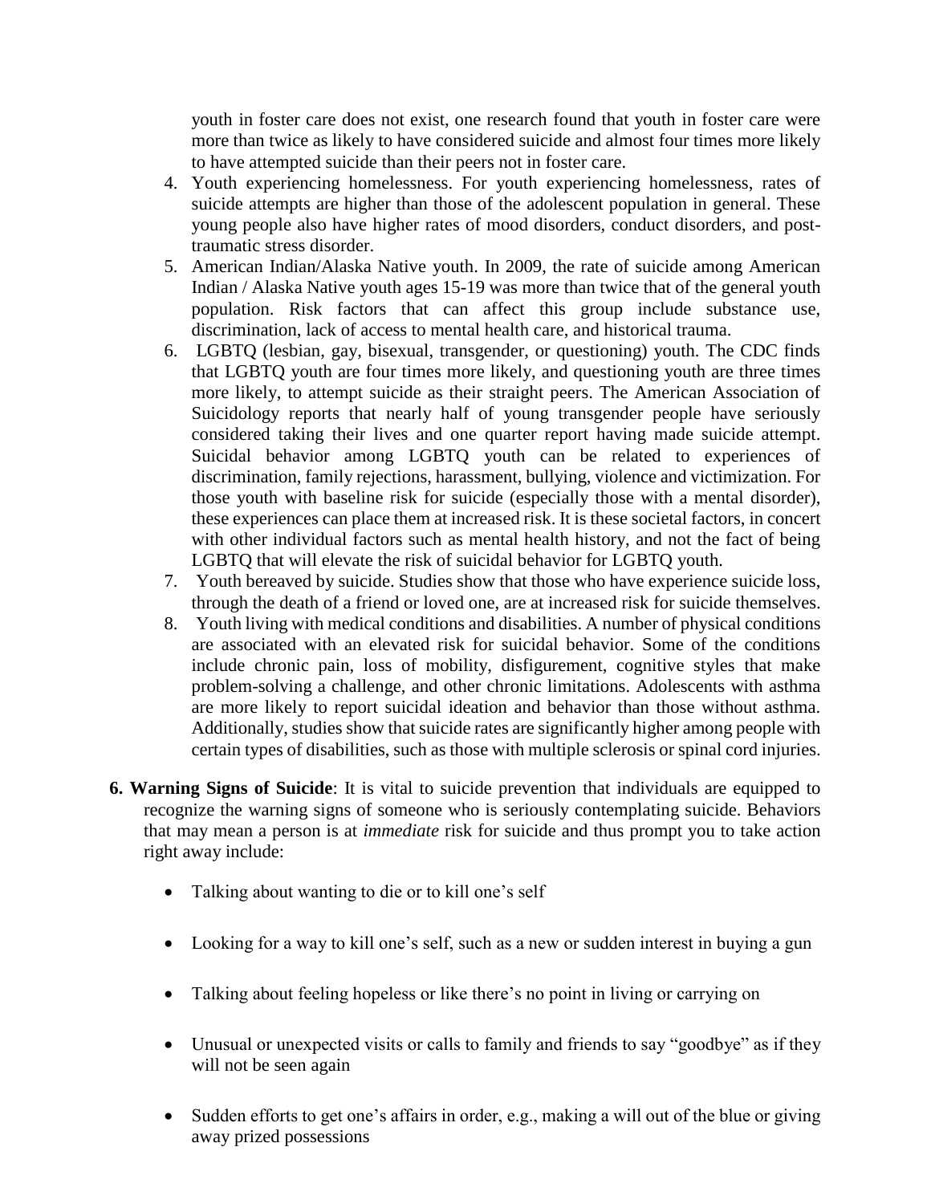youth in foster care does not exist, one research found that youth in foster care were more than twice as likely to have considered suicide and almost four times more likely to have attempted suicide than their peers not in foster care.

4. Youth experiencing homelessness. For youth experiencing homelessness, rates of suicide attempts are higher than those of the adolescent population in general. These young people also have higher rates of mood disorders, conduct disorders, and post-traumatic stress disorder.
5. American Indian/Alaska Native youth. In 2009, the rate of suicide among American Indian / Alaska Native youth ages 15-19 was more than twice that of the general youth population. Risk factors that can affect this group include substance use, discrimination, lack of access to mental health care, and historical trauma.
6. LGBTQ (lesbian, gay, bisexual, transgender, or questioning) youth. The CDC finds that LGBTQ youth are four times more likely, and questioning youth are three times more likely, to attempt suicide as their straight peers. The American Association of Suicidology reports that nearly half of young transgender people have seriously considered taking their lives and one quarter report having made suicide attempt. Suicidal behavior among LGBTQ youth can be related to experiences of discrimination, family rejections, harassment, bullying, violence and victimization. For those youth with baseline risk for suicide (especially those with a mental disorder), these experiences can place them at increased risk. It is these societal factors, in concert with other individual factors such as mental health history, and not the fact of being LGBTQ that will elevate the risk of suicidal behavior for LGBTQ youth.
7. Youth bereaved by suicide. Studies show that those who have experience suicide loss, through the death of a friend or loved one, are at increased risk for suicide themselves.
8. Youth living with medical conditions and disabilities. A number of physical conditions are associated with an elevated risk for suicidal behavior. Some of the conditions include chronic pain, loss of mobility, disfigurement, cognitive styles that make problem-solving a challenge, and other chronic limitations. Adolescents with asthma are more likely to report suicidal ideation and behavior than those without asthma. Additionally, studies show that suicide rates are significantly higher among people with certain types of disabilities, such as those with multiple sclerosis or spinal cord injuries.

**6. Warning Signs of Suicide**: It is vital to suicide prevention that individuals are equipped to recognize the warning signs of someone who is seriously contemplating suicide. Behaviors that may mean a person is at *immediate* risk for suicide and thus prompt you to take action right away include:

- Talking about wanting to die or to kill one's self
- Looking for a way to kill one's self, such as a new or sudden interest in buying a gun
- Talking about feeling hopeless or like there's no point in living or carrying on
- Unusual or unexpected visits or calls to family and friends to say "goodbye" as if they will not be seen again
- Sudden efforts to get one's affairs in order, e.g., making a will out of the blue or giving away prized possessions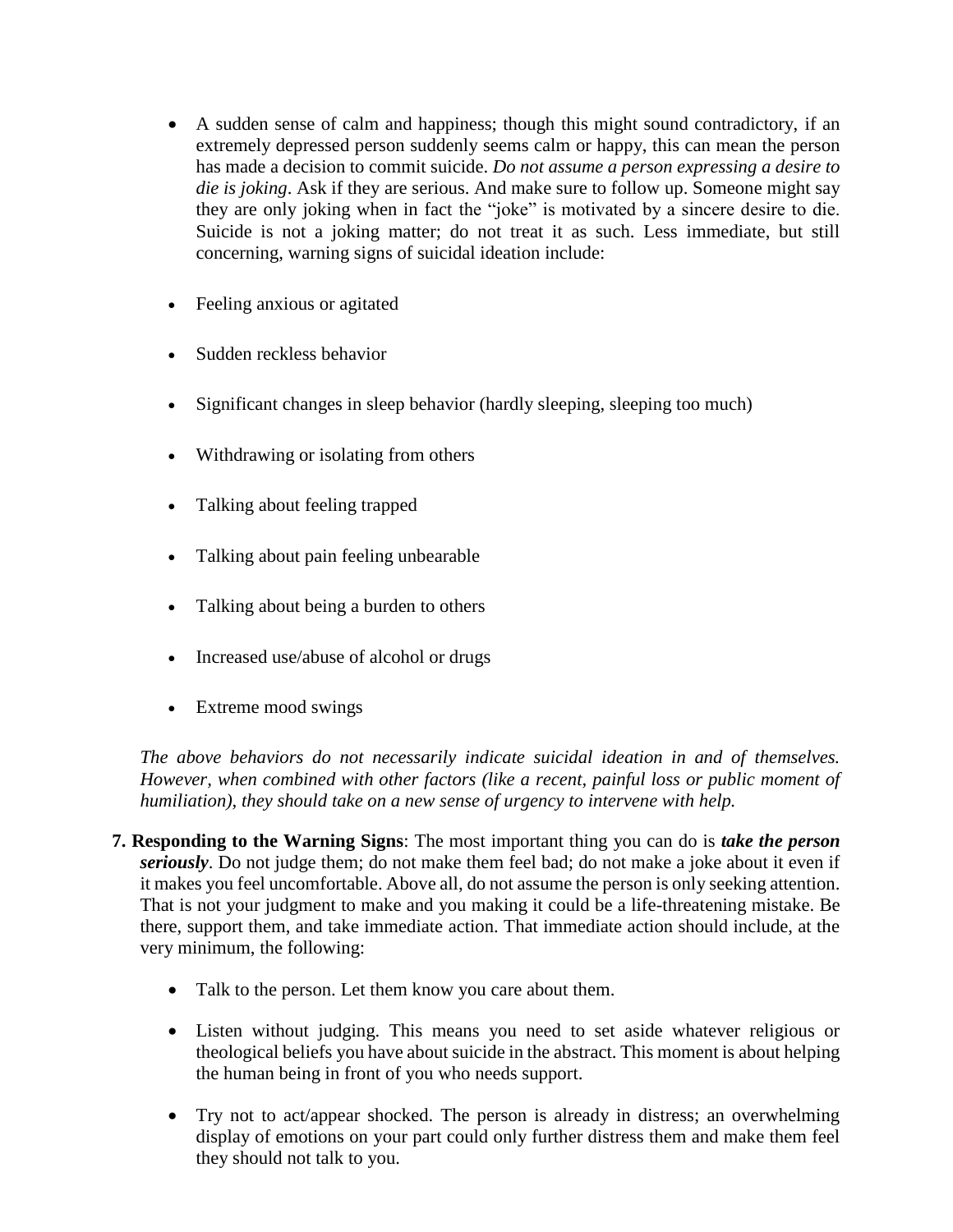- A sudden sense of calm and happiness; though this might sound contradictory, if an extremely depressed person suddenly seems calm or happy, this can mean the person has made a decision to commit suicide. *Do not assume a person expressing a desire to die is joking*. Ask if they are serious. And make sure to follow up. Someone might say they are only joking when in fact the "joke" is motivated by a sincere desire to die. Suicide is not a joking matter; do not treat it as such. Less immediate, but still concerning, warning signs of suicidal ideation include:

- Feeling anxious or agitated

- Sudden reckless behavior

- Significant changes in sleep behavior (hardly sleeping, sleeping too much)

- Withdrawing or isolating from others

- Talking about feeling trapped

- Talking about pain feeling unbearable

- Talking about being a burden to others

- Increased use/abuse of alcohol or drugs

- Extreme mood swings

*The above behaviors do not necessarily indicate suicidal ideation in and of themselves. However, when combined with other factors (like a recent, painful loss or public moment of humiliation), they should take on a new sense of urgency to intervene with help.*

**7. Responding to the Warning Signs**: The most important thing you can do is ***take the person seriously***. Do not judge them; do not make them feel bad; do not make a joke about it even if it makes you feel uncomfortable. Above all, do not assume the person is only seeking attention. That is not your judgment to make and you making it could be a life-threatening mistake. Be there, support them, and take immediate action. That immediate action should include, at the very minimum, the following:

- Talk to the person. Let them know you care about them.

- Listen without judging. This means you need to set aside whatever religious or theological beliefs you have about suicide in the abstract. This moment is about helping the human being in front of you who needs support.

- Try not to act/appear shocked. The person is already in distress; an overwhelming display of emotions on your part could only further distress them and make them feel they should not talk to you.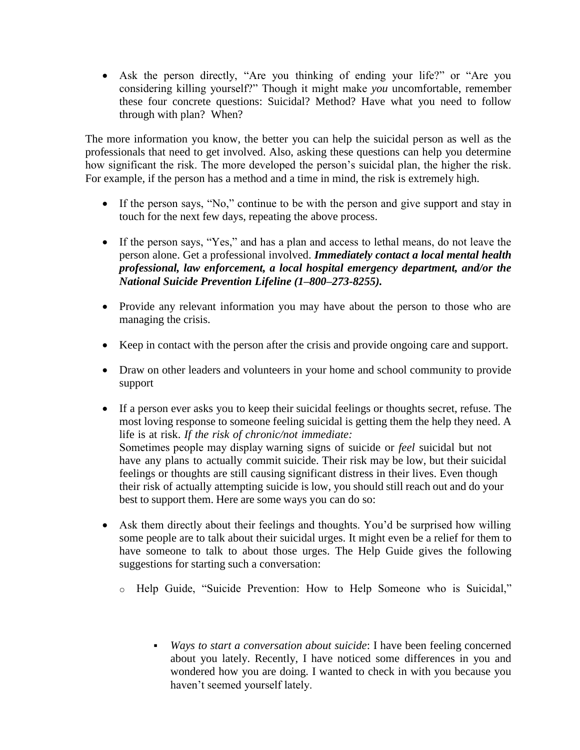- Ask the person directly, "Are you thinking of ending your life?" or "Are you considering killing yourself?" Though it might make *you* uncomfortable, remember these four concrete questions: Suicidal? Method? Have what you need to follow through with plan? When?

The more information you know, the better you can help the suicidal person as well as the professionals that need to get involved. Also, asking these questions can help you determine how significant the risk. The more developed the person's suicidal plan, the higher the risk. For example, if the person has a method and a time in mind, the risk is extremely high.

- If the person says, "No," continue to be with the person and give support and stay in touch for the next few days, repeating the above process.

- If the person says, "Yes," and has a plan and access to lethal means, do not leave the person alone. Get a professional involved. ***Immediately contact a local mental health professional, law enforcement, a local hospital emergency department, and/or the National Suicide Prevention Lifeline (1–800–273-8255).***

- Provide any relevant information you may have about the person to those who are managing the crisis.

- Keep in contact with the person after the crisis and provide ongoing care and support.

- Draw on other leaders and volunteers in your home and school community to provide support

- If a person ever asks you to keep their suicidal feelings or thoughts secret, refuse. The most loving response to someone feeling suicidal is getting them the help they need. A life is at risk. *If the risk of chronic/not immediate:*
  Sometimes people may display warning signs of suicide or *feel* suicidal but not have any plans to actually commit suicide. Their risk may be low, but their suicidal feelings or thoughts are still causing significant distress in their lives. Even though their risk of actually attempting suicide is low, you should still reach out and do your best to support them. Here are some ways you can do so:

- Ask them directly about their feelings and thoughts. You'd be surprised how willing some people are to talk about their suicidal urges. It might even be a relief for them to have someone to talk to about those urges. The Help Guide gives the following suggestions for starting such a conversation:

  - Help Guide, "Suicide Prevention: How to Help Someone who is Suicidal,"

    - *Ways to start a conversation about suicide*: I have been feeling concerned about you lately. Recently, I have noticed some differences in you and wondered how you are doing. I wanted to check in with you because you haven't seemed yourself lately.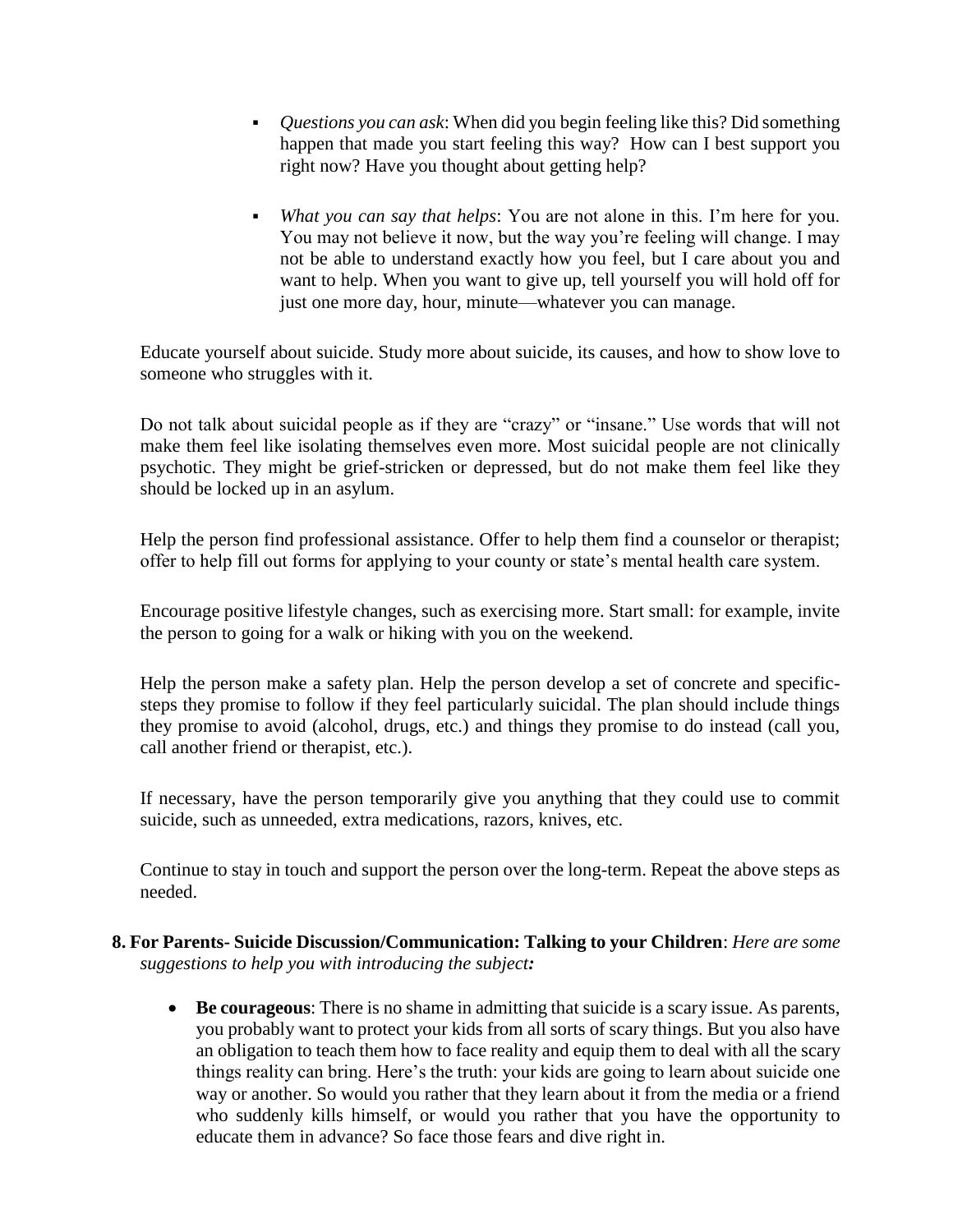- *Questions you can ask*: When did you begin feeling like this? Did something happen that made you start feeling this way? How can I best support you right now? Have you thought about getting help?

- *What you can say that helps*: You are not alone in this. I'm here for you. You may not believe it now, but the way you're feeling will change. I may not be able to understand exactly how you feel, but I care about you and want to help. When you want to give up, tell yourself you will hold off for just one more day, hour, minute—whatever you can manage.

Educate yourself about suicide. Study more about suicide, its causes, and how to show love to someone who struggles with it.

Do not talk about suicidal people as if they are "crazy" or "insane." Use words that will not make them feel like isolating themselves even more. Most suicidal people are not clinically psychotic. They might be grief-stricken or depressed, but do not make them feel like they should be locked up in an asylum.

Help the person find professional assistance. Offer to help them find a counselor or therapist; offer to help fill out forms for applying to your county or state's mental health care system.

Encourage positive lifestyle changes, such as exercising more. Start small: for example, invite the person to going for a walk or hiking with you on the weekend.

Help the person make a safety plan. Help the person develop a set of concrete and specific-steps they promise to follow if they feel particularly suicidal. The plan should include things they promise to avoid (alcohol, drugs, etc.) and things they promise to do instead (call you, call another friend or therapist, etc.).

If necessary, have the person temporarily give you anything that they could use to commit suicide, such as unneeded, extra medications, razors, knives, etc.

Continue to stay in touch and support the person over the long-term. Repeat the above steps as needed.

**8. For Parents- Suicide Discussion/Communication: Talking to your Children**: *Here are some suggestions to help you with introducing the subject:*

- **Be courageous**: There is no shame in admitting that suicide is a scary issue. As parents, you probably want to protect your kids from all sorts of scary things. But you also have an obligation to teach them how to face reality and equip them to deal with all the scary things reality can bring. Here's the truth: your kids are going to learn about suicide one way or another. So would you rather that they learn about it from the media or a friend who suddenly kills himself, or would you rather that you have the opportunity to educate them in advance? So face those fears and dive right in.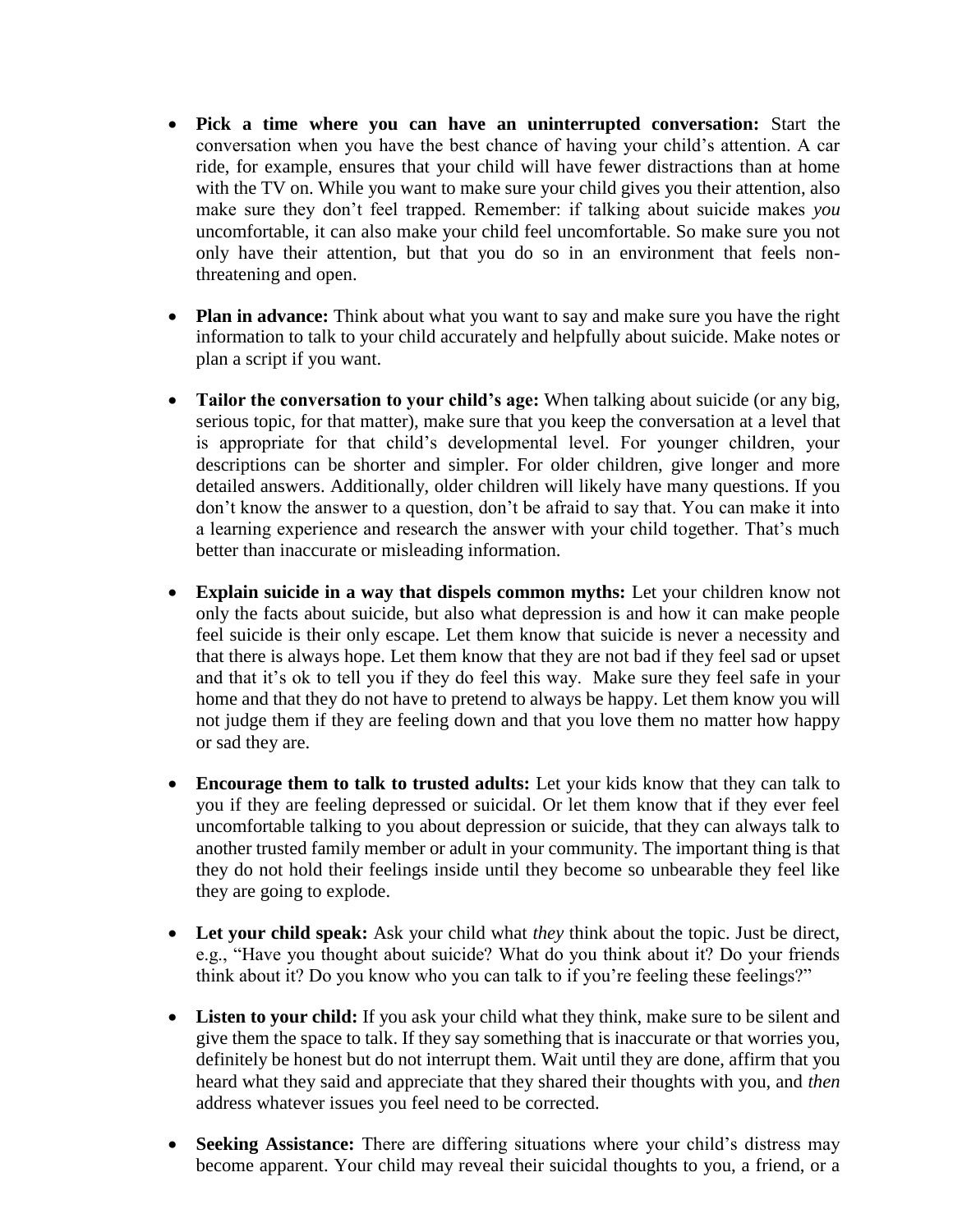- **Pick a time where you can have an uninterrupted conversation:** Start the conversation when you have the best chance of having your child's attention. A car ride, for example, ensures that your child will have fewer distractions than at home with the TV on. While you want to make sure your child gives you their attention, also make sure they don't feel trapped. Remember: if talking about suicide makes *you* uncomfortable, it can also make your child feel uncomfortable. So make sure you not only have their attention, but that you do so in an environment that feels non-threatening and open.

- **Plan in advance:** Think about what you want to say and make sure you have the right information to talk to your child accurately and helpfully about suicide. Make notes or plan a script if you want.

- **Tailor the conversation to your child's age:** When talking about suicide (or any big, serious topic, for that matter), make sure that you keep the conversation at a level that is appropriate for that child's developmental level. For younger children, your descriptions can be shorter and simpler. For older children, give longer and more detailed answers. Additionally, older children will likely have many questions. If you don't know the answer to a question, don't be afraid to say that. You can make it into a learning experience and research the answer with your child together. That's much better than inaccurate or misleading information.

- **Explain suicide in a way that dispels common myths:** Let your children know not only the facts about suicide, but also what depression is and how it can make people feel suicide is their only escape. Let them know that suicide is never a necessity and that there is always hope. Let them know that they are not bad if they feel sad or upset and that it's ok to tell you if they do feel this way. Make sure they feel safe in your home and that they do not have to pretend to always be happy. Let them know you will not judge them if they are feeling down and that you love them no matter how happy or sad they are.

- **Encourage them to talk to trusted adults:** Let your kids know that they can talk to you if they are feeling depressed or suicidal. Or let them know that if they ever feel uncomfortable talking to you about depression or suicide, that they can always talk to another trusted family member or adult in your community. The important thing is that they do not hold their feelings inside until they become so unbearable they feel like they are going to explode.

- **Let your child speak:** Ask your child what *they* think about the topic. Just be direct, e.g., "Have you thought about suicide? What do you think about it? Do your friends think about it? Do you know who you can talk to if you're feeling these feelings?"

- **Listen to your child:** If you ask your child what they think, make sure to be silent and give them the space to talk. If they say something that is inaccurate or that worries you, definitely be honest but do not interrupt them. Wait until they are done, affirm that you heard what they said and appreciate that they shared their thoughts with you, and *then* address whatever issues you feel need to be corrected.

- **Seeking Assistance:** There are differing situations where your child's distress may become apparent. Your child may reveal their suicidal thoughts to you, a friend, or a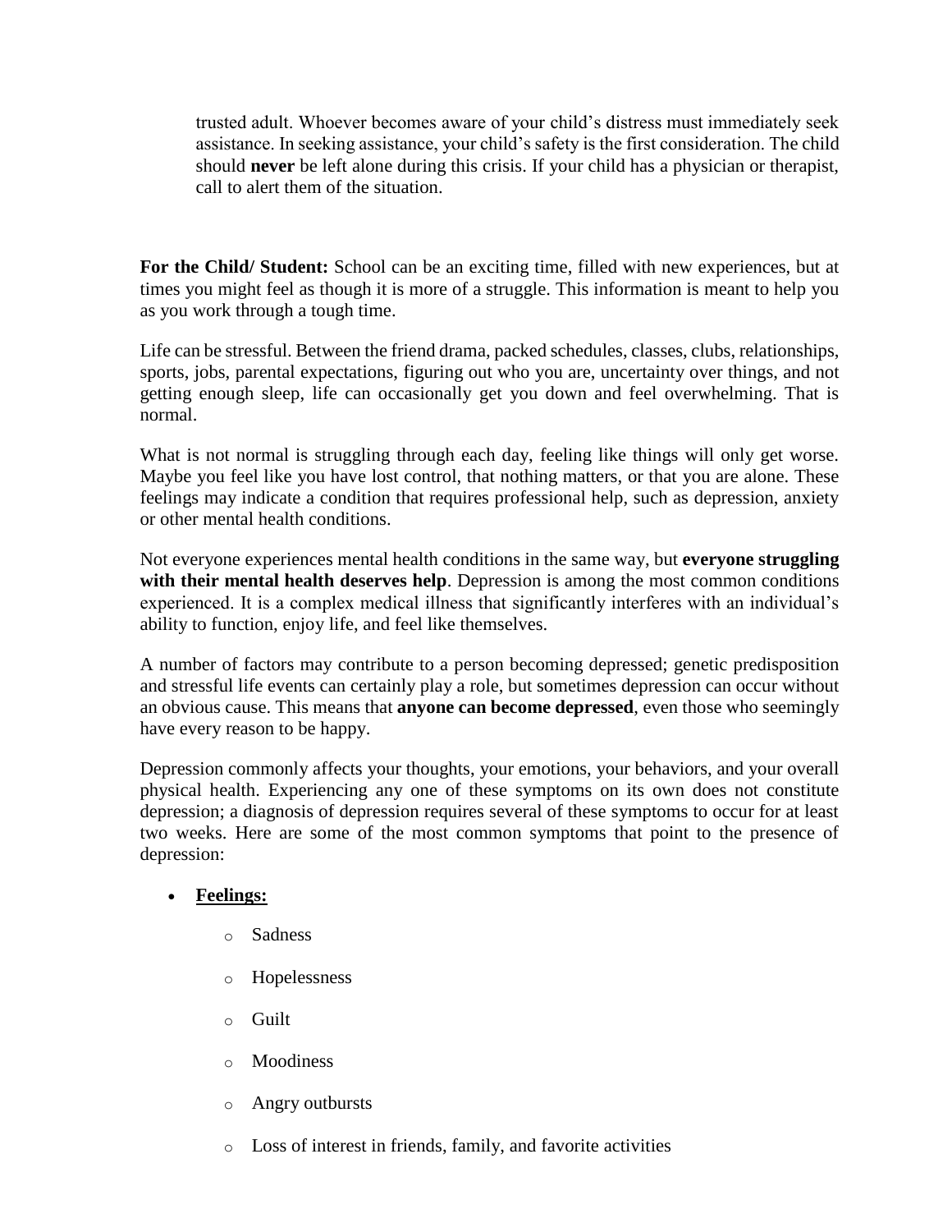trusted adult. Whoever becomes aware of your child's distress must immediately seek assistance. In seeking assistance, your child's safety is the first consideration. The child should **never** be left alone during this crisis. If your child has a physician or therapist, call to alert them of the situation.

**For the Child/ Student:** School can be an exciting time, filled with new experiences, but at times you might feel as though it is more of a struggle. This information is meant to help you as you work through a tough time.

Life can be stressful. Between the friend drama, packed schedules, classes, clubs, relationships, sports, jobs, parental expectations, figuring out who you are, uncertainty over things, and not getting enough sleep, life can occasionally get you down and feel overwhelming. That is normal.

What is not normal is struggling through each day, feeling like things will only get worse. Maybe you feel like you have lost control, that nothing matters, or that you are alone. These feelings may indicate a condition that requires professional help, such as depression, anxiety or other mental health conditions.

Not everyone experiences mental health conditions in the same way, but **everyone struggling with their mental health deserves help**. Depression is among the most common conditions experienced. It is a complex medical illness that significantly interferes with an individual's ability to function, enjoy life, and feel like themselves.

A number of factors may contribute to a person becoming depressed; genetic predisposition and stressful life events can certainly play a role, but sometimes depression can occur without an obvious cause. This means that **anyone can become depressed**, even those who seemingly have every reason to be happy.

Depression commonly affects your thoughts, your emotions, your behaviors, and your overall physical health. Experiencing any one of these symptoms on its own does not constitute depression; a diagnosis of depression requires several of these symptoms to occur for at least two weeks. Here are some of the most common symptoms that point to the presence of depression:

- **<u>Feelings:</u>**
  - Sadness
  - Hopelessness
  - Guilt
  - Moodiness
  - Angry outbursts
  - Loss of interest in friends, family, and favorite activities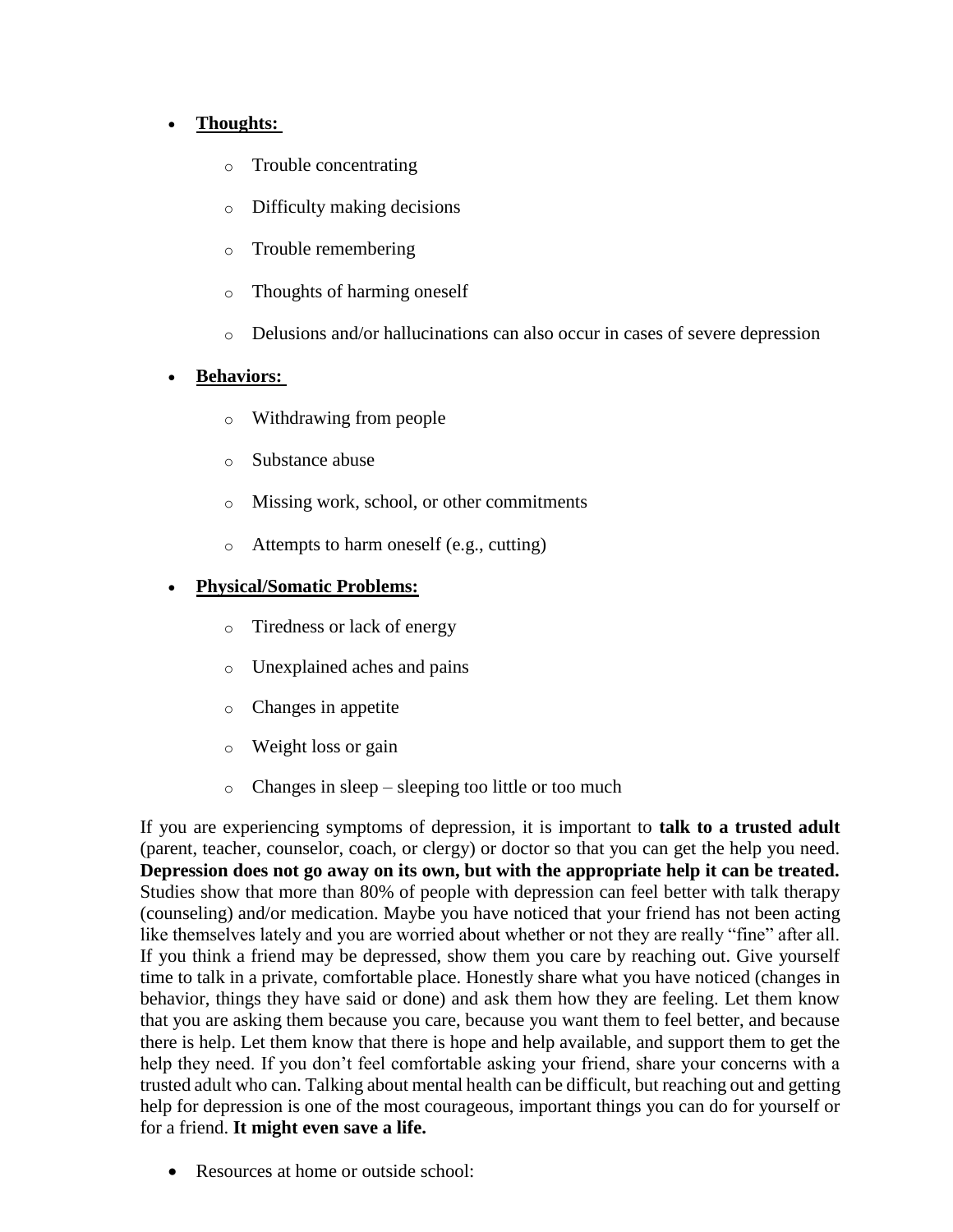- **Thoughts:**
    - Trouble concentrating
    - Difficulty making decisions
    - Trouble remembering
    - Thoughts of harming oneself
    - Delusions and/or hallucinations can also occur in cases of severe depression
- **Behaviors:**
    - Withdrawing from people
    - Substance abuse
    - Missing work, school, or other commitments
    - Attempts to harm oneself (e.g., cutting)
- **Physical/Somatic Problems:**
    - Tiredness or lack of energy
    - Unexplained aches and pains
    - Changes in appetite
    - Weight loss or gain
    - Changes in sleep – sleeping too little or too much

If you are experiencing symptoms of depression, it is important to **talk to a trusted adult** (parent, teacher, counselor, coach, or clergy) or doctor so that you can get the help you need. **Depression does not go away on its own, but with the appropriate help it can be treated.** Studies show that more than 80% of people with depression can feel better with talk therapy (counseling) and/or medication. Maybe you have noticed that your friend has not been acting like themselves lately and you are worried about whether or not they are really "fine" after all. If you think a friend may be depressed, show them you care by reaching out. Give yourself time to talk in a private, comfortable place. Honestly share what you have noticed (changes in behavior, things they have said or done) and ask them how they are feeling. Let them know that you are asking them because you care, because you want them to feel better, and because there is help. Let them know that there is hope and help available, and support them to get the help they need. If you don't feel comfortable asking your friend, share your concerns with a trusted adult who can. Talking about mental health can be difficult, but reaching out and getting help for depression is one of the most courageous, important things you can do for yourself or for a friend. **It might even save a life.**

- Resources at home or outside school: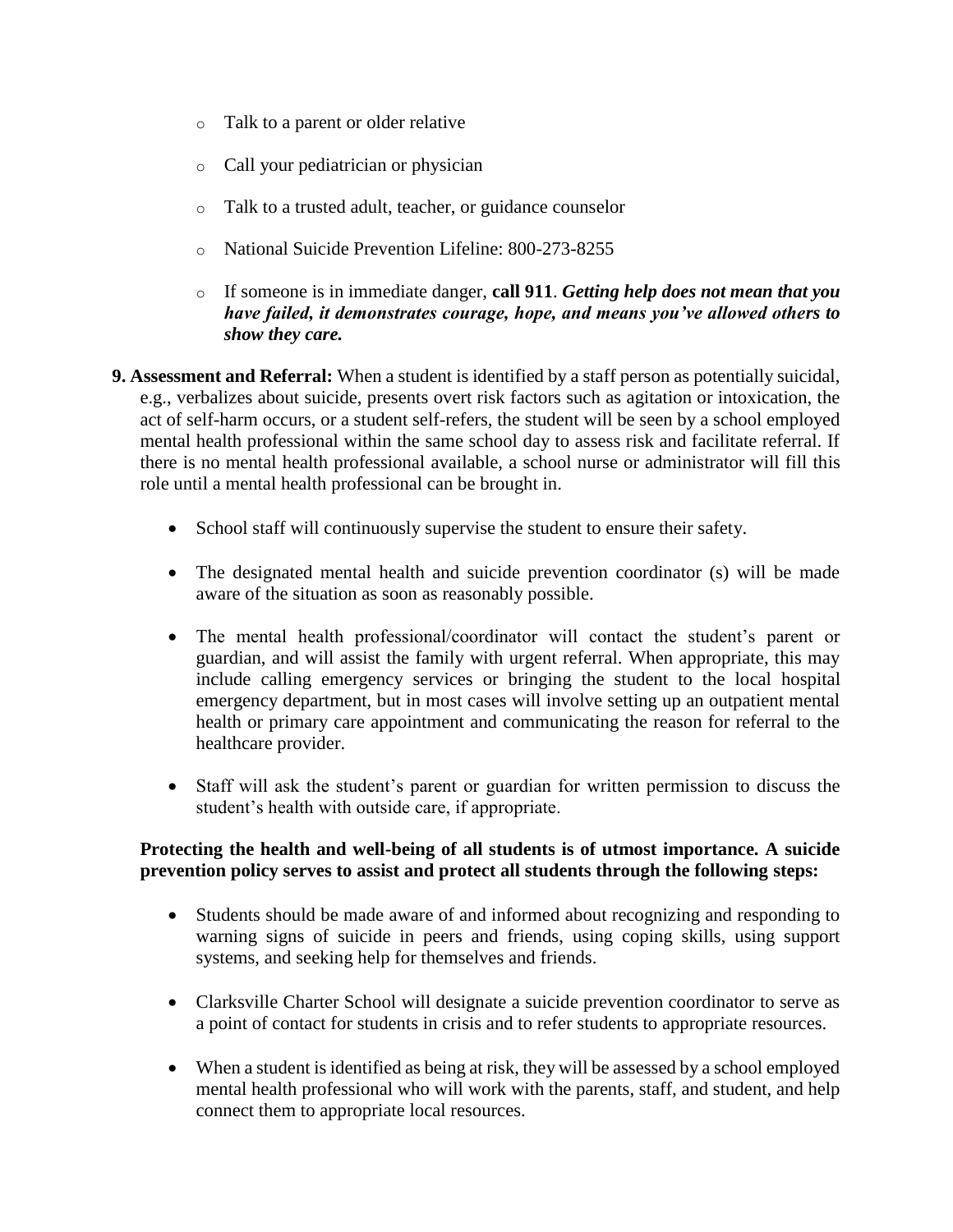- Talk to a parent or older relative
  - Call your pediatrician or physician
  - Talk to a trusted adult, teacher, or guidance counselor
  - National Suicide Prevention Lifeline: 800-273-8255
  - If someone is in immediate danger, **call 911**. ***Getting help does not mean that you have failed, it demonstrates courage, hope, and means you've allowed others to show they care.***

**9. Assessment and Referral:** When a student is identified by a staff person as potentially suicidal, e.g., verbalizes about suicide, presents overt risk factors such as agitation or intoxication, the act of self-harm occurs, or a student self-refers, the student will be seen by a school employed mental health professional within the same school day to assess risk and facilitate referral. If there is no mental health professional available, a school nurse or administrator will fill this role until a mental health professional can be brought in.

- School staff will continuously supervise the student to ensure their safety.
- The designated mental health and suicide prevention coordinator (s) will be made aware of the situation as soon as reasonably possible.
- The mental health professional/coordinator will contact the student's parent or guardian, and will assist the family with urgent referral. When appropriate, this may include calling emergency services or bringing the student to the local hospital emergency department, but in most cases will involve setting up an outpatient mental health or primary care appointment and communicating the reason for referral to the healthcare provider.
- Staff will ask the student's parent or guardian for written permission to discuss the student's health with outside care, if appropriate.

**Protecting the health and well-being of all students is of utmost importance. A suicide prevention policy serves to assist and protect all students through the following steps:**

- Students should be made aware of and informed about recognizing and responding to warning signs of suicide in peers and friends, using coping skills, using support systems, and seeking help for themselves and friends.
- Clarksville Charter School will designate a suicide prevention coordinator to serve as a point of contact for students in crisis and to refer students to appropriate resources.
- When a student is identified as being at risk, they will be assessed by a school employed mental health professional who will work with the parents, staff, and student, and help connect them to appropriate local resources.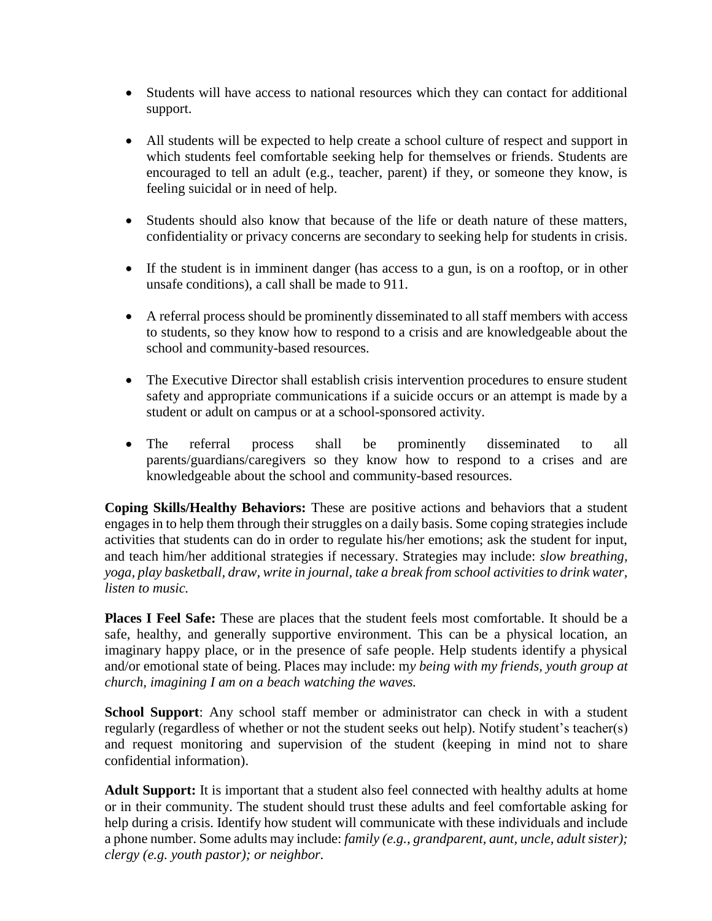- Students will have access to national resources which they can contact for additional support.

- All students will be expected to help create a school culture of respect and support in which students feel comfortable seeking help for themselves or friends. Students are encouraged to tell an adult (e.g., teacher, parent) if they, or someone they know, is feeling suicidal or in need of help.

- Students should also know that because of the life or death nature of these matters, confidentiality or privacy concerns are secondary to seeking help for students in crisis.

- If the student is in imminent danger (has access to a gun, is on a rooftop, or in other unsafe conditions), a call shall be made to 911.

- A referral process should be prominently disseminated to all staff members with access to students, so they know how to respond to a crisis and are knowledgeable about the school and community-based resources.

- The Executive Director shall establish crisis intervention procedures to ensure student safety and appropriate communications if a suicide occurs or an attempt is made by a student or adult on campus or at a school-sponsored activity.

- The referral process shall be prominently disseminated to all parents/guardians/caregivers so they know how to respond to a crises and are knowledgeable about the school and community-based resources.

**Coping Skills/Healthy Behaviors:** These are positive actions and behaviors that a student engages in to help them through their struggles on a daily basis. Some coping strategies include activities that students can do in order to regulate his/her emotions; ask the student for input, and teach him/her additional strategies if necessary. Strategies may include: *slow breathing, yoga, play basketball, draw, write in journal, take a break from school activities to drink water, listen to music.*

**Places I Feel Safe:** These are places that the student feels most comfortable. It should be a safe, healthy, and generally supportive environment. This can be a physical location, an imaginary happy place, or in the presence of safe people. Help students identify a physical and/or emotional state of being. Places may include: m*y being with my friends, youth group at church, imagining I am on a beach watching the waves.*

**School Support**: Any school staff member or administrator can check in with a student regularly (regardless of whether or not the student seeks out help). Notify student's teacher(s) and request monitoring and supervision of the student (keeping in mind not to share confidential information).

**Adult Support:** It is important that a student also feel connected with healthy adults at home or in their community. The student should trust these adults and feel comfortable asking for help during a crisis. Identify how student will communicate with these individuals and include a phone number. Some adults may include: *family (e.g., grandparent, aunt, uncle, adult sister); clergy (e.g. youth pastor); or neighbor.*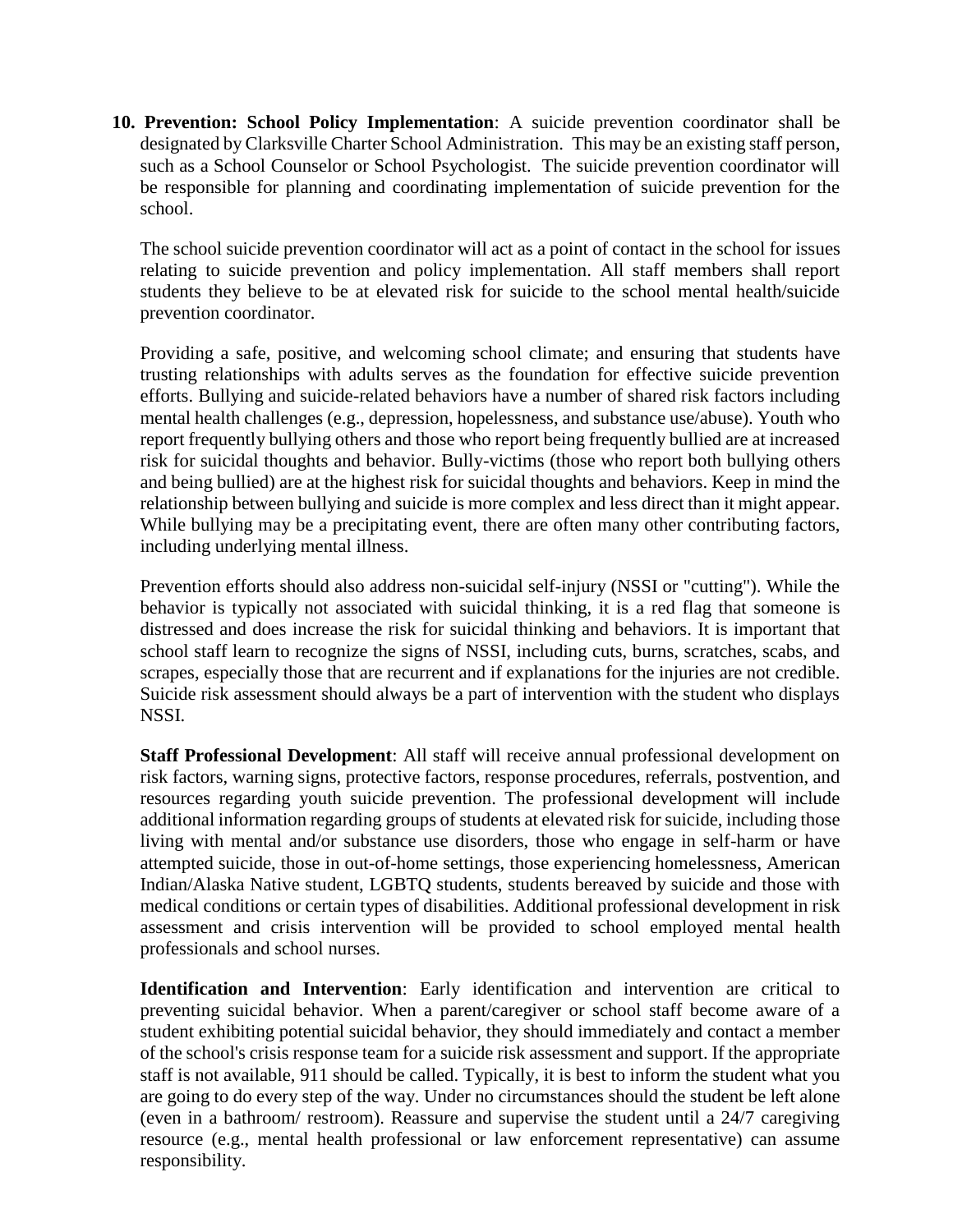10. **Prevention: School Policy Implementation**: A suicide prevention coordinator shall be designated by Clarksville Charter School Administration. This may be an existing staff person, such as a School Counselor or School Psychologist. The suicide prevention coordinator will be responsible for planning and coordinating implementation of suicide prevention for the school.

    The school suicide prevention coordinator will act as a point of contact in the school for issues relating to suicide prevention and policy implementation. All staff members shall report students they believe to be at elevated risk for suicide to the school mental health/suicide prevention coordinator.

    Providing a safe, positive, and welcoming school climate; and ensuring that students have trusting relationships with adults serves as the foundation for effective suicide prevention efforts. Bullying and suicide-related behaviors have a number of shared risk factors including mental health challenges (e.g., depression, hopelessness, and substance use/abuse). Youth who report frequently bullying others and those who report being frequently bullied are at increased risk for suicidal thoughts and behavior. Bully-victims (those who report both bullying others and being bullied) are at the highest risk for suicidal thoughts and behaviors. Keep in mind the relationship between bullying and suicide is more complex and less direct than it might appear. While bullying may be a precipitating event, there are often many other contributing factors, including underlying mental illness.

    Prevention efforts should also address non-suicidal self-injury (NSSI or "cutting"). While the behavior is typically not associated with suicidal thinking, it is a red flag that someone is distressed and does increase the risk for suicidal thinking and behaviors. It is important that school staff learn to recognize the signs of NSSI, including cuts, burns, scratches, scabs, and scrapes, especially those that are recurrent and if explanations for the injuries are not credible. Suicide risk assessment should always be a part of intervention with the student who displays NSSI.

    **Staff Professional Development**: All staff will receive annual professional development on risk factors, warning signs, protective factors, response procedures, referrals, postvention, and resources regarding youth suicide prevention. The professional development will include additional information regarding groups of students at elevated risk for suicide, including those living with mental and/or substance use disorders, those who engage in self-harm or have attempted suicide, those in out-of-home settings, those experiencing homelessness, American Indian/Alaska Native student, LGBTQ students, students bereaved by suicide and those with medical conditions or certain types of disabilities. Additional professional development in risk assessment and crisis intervention will be provided to school employed mental health professionals and school nurses.

    **Identification and Intervention**: Early identification and intervention are critical to preventing suicidal behavior. When a parent/caregiver or school staff become aware of a student exhibiting potential suicidal behavior, they should immediately and contact a member of the school's crisis response team for a suicide risk assessment and support. If the appropriate staff is not available, 911 should be called. Typically, it is best to inform the student what you are going to do every step of the way. Under no circumstances should the student be left alone (even in a bathroom/ restroom). Reassure and supervise the student until a 24/7 caregiving resource (e.g., mental health professional or law enforcement representative) can assume responsibility.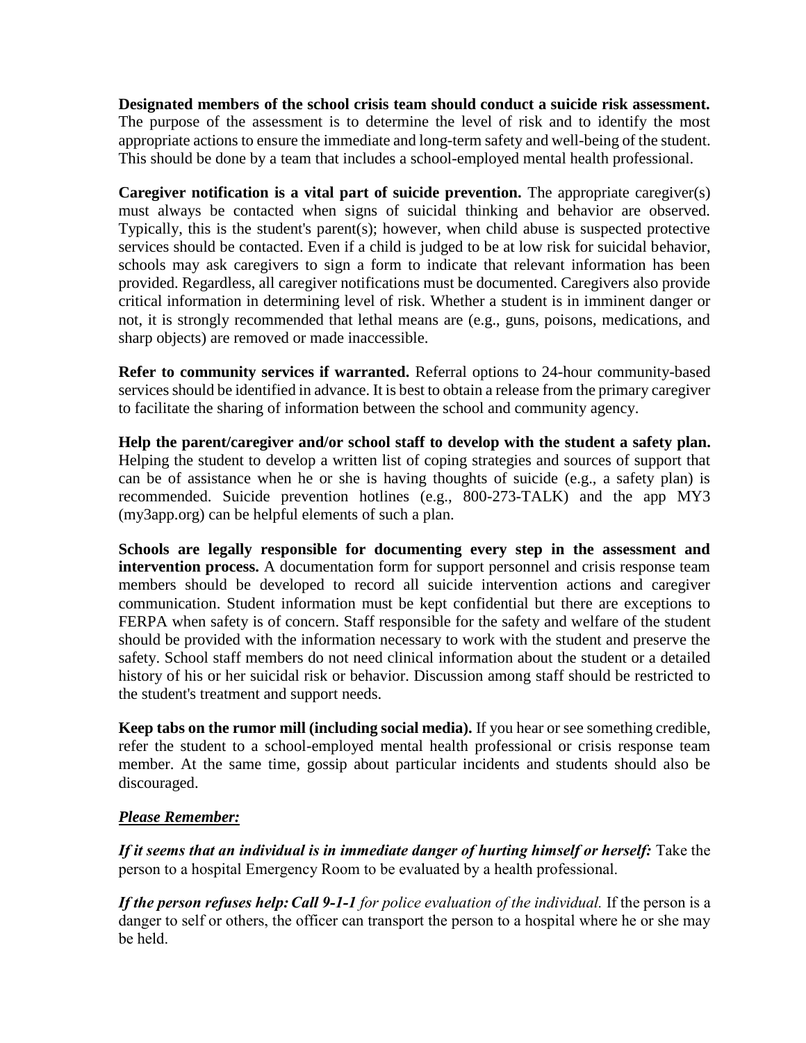**Designated members of the school crisis team should conduct a suicide risk assessment.** The purpose of the assessment is to determine the level of risk and to identify the most appropriate actions to ensure the immediate and long-term safety and well-being of the student. This should be done by a team that includes a school-employed mental health professional.

**Caregiver notification is a vital part of suicide prevention.** The appropriate caregiver(s) must always be contacted when signs of suicidal thinking and behavior are observed. Typically, this is the student's parent(s); however, when child abuse is suspected protective services should be contacted. Even if a child is judged to be at low risk for suicidal behavior, schools may ask caregivers to sign a form to indicate that relevant information has been provided. Regardless, all caregiver notifications must be documented. Caregivers also provide critical information in determining level of risk. Whether a student is in imminent danger or not, it is strongly recommended that lethal means are (e.g., guns, poisons, medications, and sharp objects) are removed or made inaccessible.

**Refer to community services if warranted.** Referral options to 24-hour community-based services should be identified in advance. It is best to obtain a release from the primary caregiver to facilitate the sharing of information between the school and community agency.

**Help the parent/caregiver and/or school staff to develop with the student a safety plan.** Helping the student to develop a written list of coping strategies and sources of support that can be of assistance when he or she is having thoughts of suicide (e.g., a safety plan) is recommended. Suicide prevention hotlines (e.g., 800-273-TALK) and the app MY3 (my3app.org) can be helpful elements of such a plan.

**Schools are legally responsible for documenting every step in the assessment and intervention process.** A documentation form for support personnel and crisis response team members should be developed to record all suicide intervention actions and caregiver communication. Student information must be kept confidential but there are exceptions to FERPA when safety is of concern. Staff responsible for the safety and welfare of the student should be provided with the information necessary to work with the student and preserve the safety. School staff members do not need clinical information about the student or a detailed history of his or her suicidal risk or behavior. Discussion among staff should be restricted to the student's treatment and support needs.

**Keep tabs on the rumor mill (including social media).** If you hear or see something credible, refer the student to a school-employed mental health professional or crisis response team member. At the same time, gossip about particular incidents and students should also be discouraged.

***<u>Please Remember:</u>***

***If it seems that an individual is in immediate danger of hurting himself or herself:*** Take the person to a hospital Emergency Room to be evaluated by a health professional.

***If the person refuses help: Call 9-1-1*** *for police evaluation of the individual.* If the person is a danger to self or others, the officer can transport the person to a hospital where he or she may be held.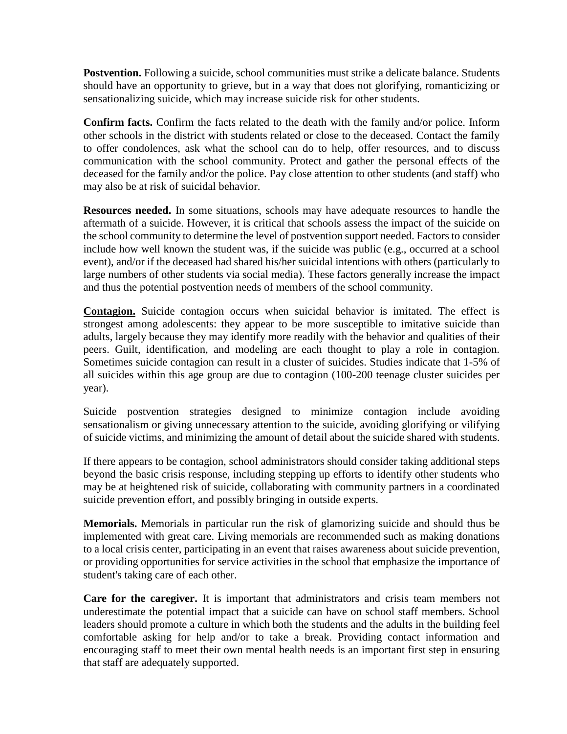**Postvention.** Following a suicide, school communities must strike a delicate balance. Students should have an opportunity to grieve, but in a way that does not glorifying, romanticizing or sensationalizing suicide, which may increase suicide risk for other students.

**Confirm facts.** Confirm the facts related to the death with the family and/or police. Inform other schools in the district with students related or close to the deceased. Contact the family to offer condolences, ask what the school can do to help, offer resources, and to discuss communication with the school community. Protect and gather the personal effects of the deceased for the family and/or the police. Pay close attention to other students (and staff) who may also be at risk of suicidal behavior.

**Resources needed.** In some situations, schools may have adequate resources to handle the aftermath of a suicide. However, it is critical that schools assess the impact of the suicide on the school community to determine the level of postvention support needed. Factors to consider include how well known the student was, if the suicide was public (e.g., occurred at a school event), and/or if the deceased had shared his/her suicidal intentions with others (particularly to large numbers of other students via social media). These factors generally increase the impact and thus the potential postvention needs of members of the school community.

**Contagion.** Suicide contagion occurs when suicidal behavior is imitated. The effect is strongest among adolescents: they appear to be more susceptible to imitative suicide than adults, largely because they may identify more readily with the behavior and qualities of their peers. Guilt, identification, and modeling are each thought to play a role in contagion. Sometimes suicide contagion can result in a cluster of suicides. Studies indicate that 1-5% of all suicides within this age group are due to contagion (100-200 teenage cluster suicides per year).

Suicide postvention strategies designed to minimize contagion include avoiding sensationalism or giving unnecessary attention to the suicide, avoiding glorifying or vilifying of suicide victims, and minimizing the amount of detail about the suicide shared with students.

If there appears to be contagion, school administrators should consider taking additional steps beyond the basic crisis response, including stepping up efforts to identify other students who may be at heightened risk of suicide, collaborating with community partners in a coordinated suicide prevention effort, and possibly bringing in outside experts.

**Memorials.** Memorials in particular run the risk of glamorizing suicide and should thus be implemented with great care. Living memorials are recommended such as making donations to a local crisis center, participating in an event that raises awareness about suicide prevention, or providing opportunities for service activities in the school that emphasize the importance of student's taking care of each other.

**Care for the caregiver.** It is important that administrators and crisis team members not underestimate the potential impact that a suicide can have on school staff members. School leaders should promote a culture in which both the students and the adults in the building feel comfortable asking for help and/or to take a break. Providing contact information and encouraging staff to meet their own mental health needs is an important first step in ensuring that staff are adequately supported.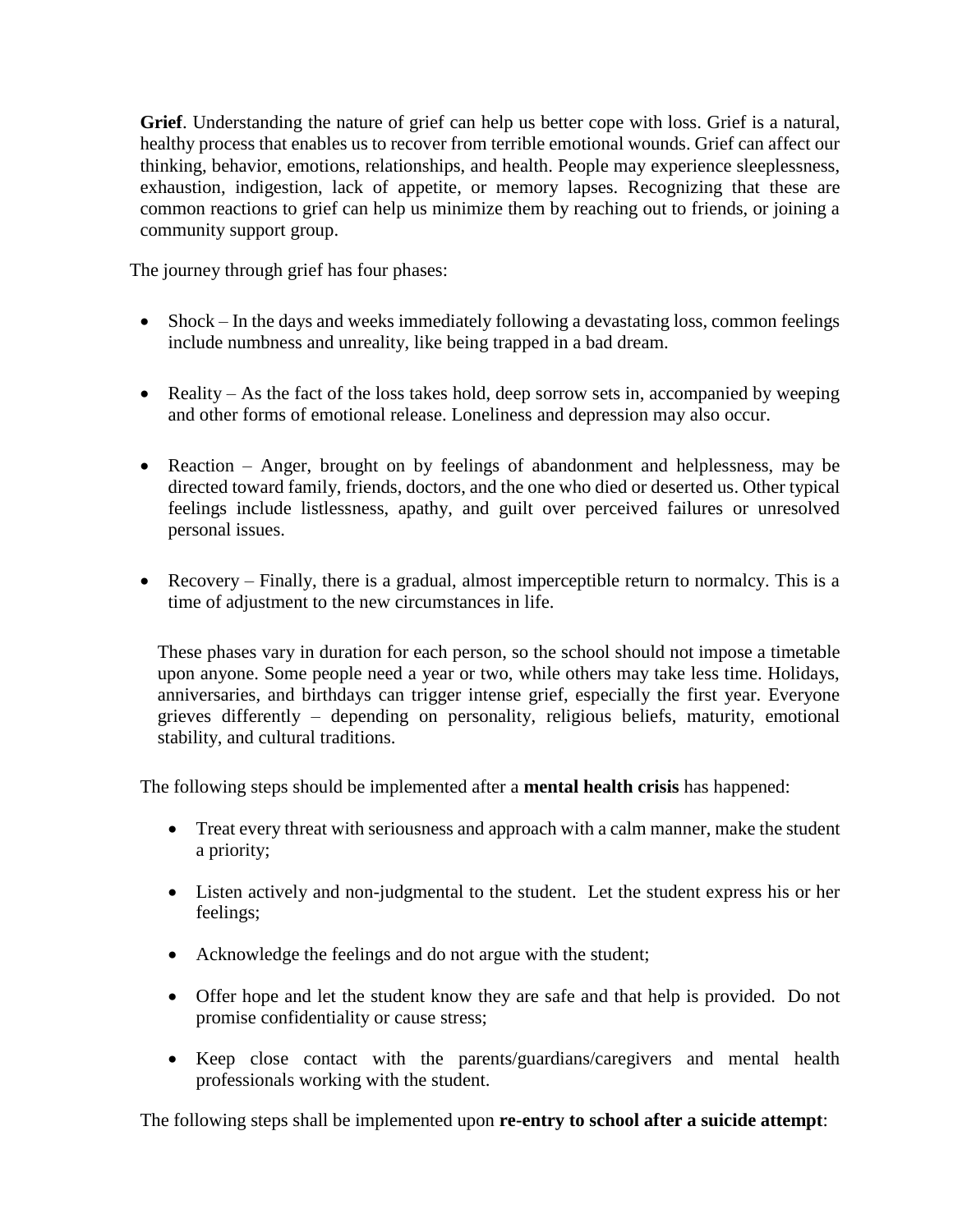**Grief**. Understanding the nature of grief can help us better cope with loss. Grief is a natural, healthy process that enables us to recover from terrible emotional wounds. Grief can affect our thinking, behavior, emotions, relationships, and health. People may experience sleeplessness, exhaustion, indigestion, lack of appetite, or memory lapses. Recognizing that these are common reactions to grief can help us minimize them by reaching out to friends, or joining a community support group.

The journey through grief has four phases:

- Shock – In the days and weeks immediately following a devastating loss, common feelings include numbness and unreality, like being trapped in a bad dream.
- Reality – As the fact of the loss takes hold, deep sorrow sets in, accompanied by weeping and other forms of emotional release. Loneliness and depression may also occur.
- Reaction – Anger, brought on by feelings of abandonment and helplessness, may be directed toward family, friends, doctors, and the one who died or deserted us. Other typical feelings include listlessness, apathy, and guilt over perceived failures or unresolved personal issues.
- Recovery – Finally, there is a gradual, almost imperceptible return to normalcy. This is a time of adjustment to the new circumstances in life.

These phases vary in duration for each person, so the school should not impose a timetable upon anyone. Some people need a year or two, while others may take less time. Holidays, anniversaries, and birthdays can trigger intense grief, especially the first year. Everyone grieves differently – depending on personality, religious beliefs, maturity, emotional stability, and cultural traditions.

The following steps should be implemented after a **mental health crisis** has happened:

- Treat every threat with seriousness and approach with a calm manner, make the student a priority;
- Listen actively and non-judgmental to the student. Let the student express his or her feelings;
- Acknowledge the feelings and do not argue with the student;
- Offer hope and let the student know they are safe and that help is provided. Do not promise confidentiality or cause stress;
- Keep close contact with the parents/guardians/caregivers and mental health professionals working with the student.

The following steps shall be implemented upon **re-entry to school after a suicide attempt**: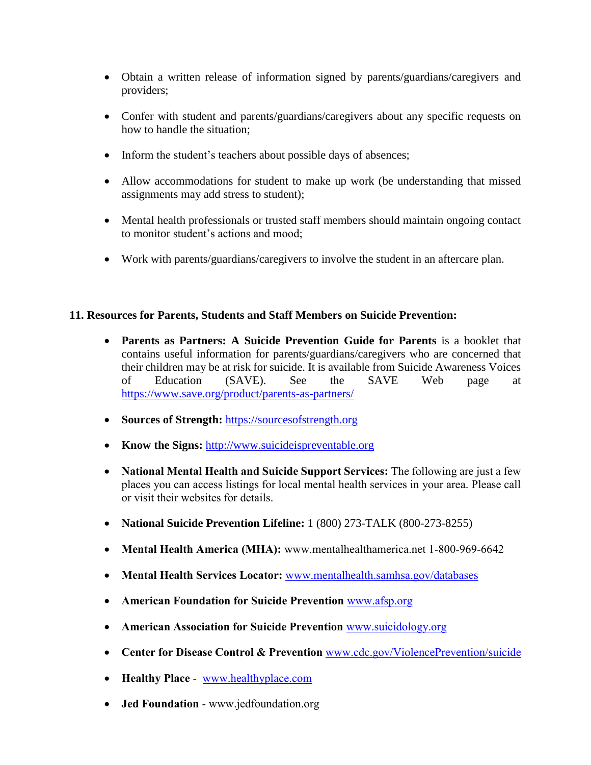- Obtain a written release of information signed by parents/guardians/caregivers and providers;

- Confer with student and parents/guardians/caregivers about any specific requests on how to handle the situation;

- Inform the student's teachers about possible days of absences;

- Allow accommodations for student to make up work (be understanding that missed assignments may add stress to student);

- Mental health professionals or trusted staff members should maintain ongoing contact to monitor student's actions and mood;

- Work with parents/guardians/caregivers to involve the student in an aftercare plan.

**11. Resources for Parents, Students and Staff Members on Suicide Prevention:**

- **Parents as Partners: A Suicide Prevention Guide for Parents** is a booklet that contains useful information for parents/guardians/caregivers who are concerned that their children may be at risk for suicide. It is available from Suicide Awareness Voices of Education (SAVE). See the SAVE Web page at https://www.save.org/product/parents-as-partners/

- **Sources of Strength:** https://sourcesofstrength.org

- **Know the Signs:** http://www.suicideispreventable.org

- **National Mental Health and Suicide Support Services:** The following are just a few places you can access listings for local mental health services in your area. Please call or visit their websites for details.

- **National Suicide Prevention Lifeline:** 1 (800) 273-TALK (800-273-8255)

- **Mental Health America (MHA):** www.mentalhealthamerica.net 1-800-969-6642

- **Mental Health Services Locator:** www.mentalhealth.samhsa.gov/databases

- **American Foundation for Suicide Prevention** www.afsp.org

- **American Association for Suicide Prevention** www.suicidology.org

- **Center for Disease Control & Prevention** www.cdc.gov/ViolencePrevention/suicide

- **Healthy Place** - www.healthyplace.com

- **Jed Foundation** - www.jedfoundation.org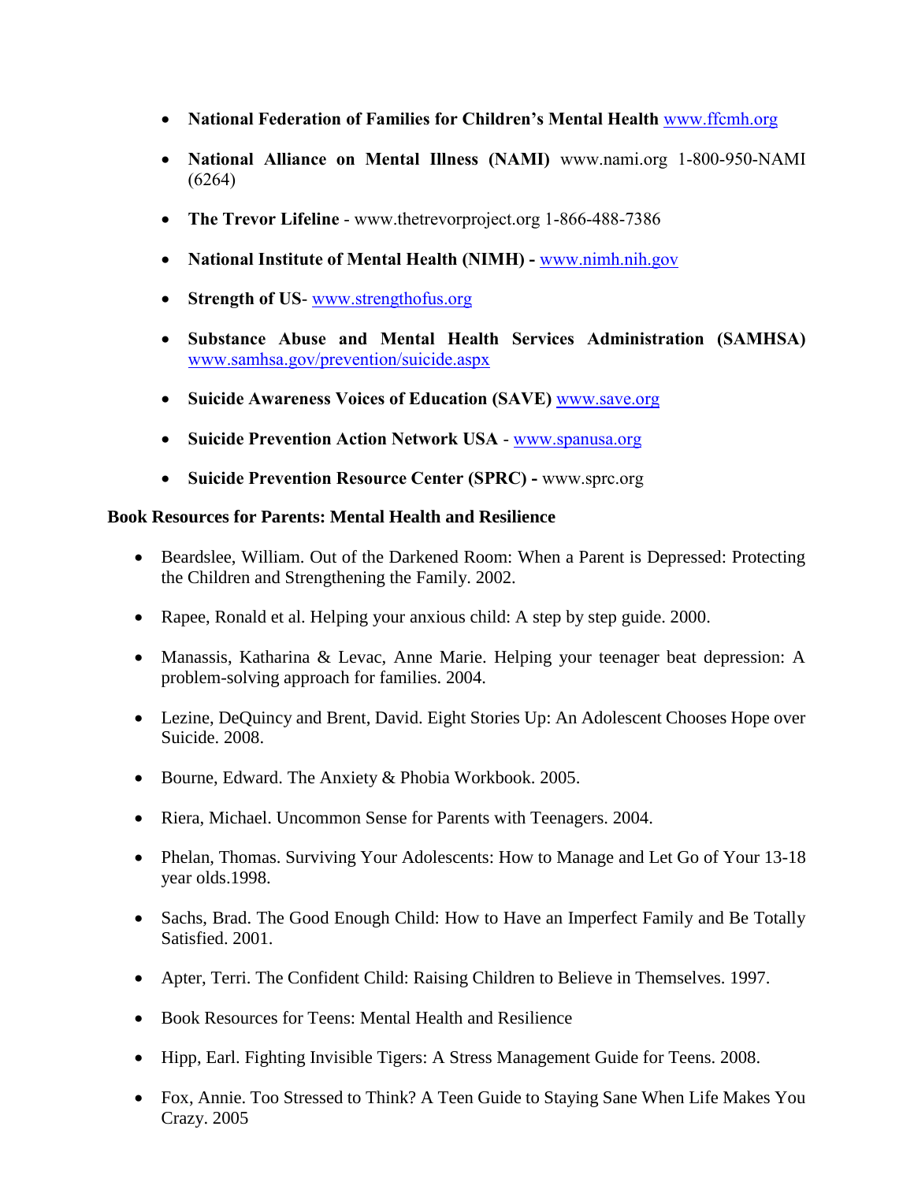- **National Federation of Families for Children's Mental Health** www.ffcmh.org
- **National Alliance on Mental Illness (NAMI)** www.nami.org 1-800-950-NAMI (6264)
- **The Trevor Lifeline** - www.thetrevorproject.org 1-866-488-7386
- **National Institute of Mental Health (NIMH) -** www.nimh.nih.gov
- **Strength of US**- www.strengthofus.org
- **Substance Abuse and Mental Health Services Administration (SAMHSA)** www.samhsa.gov/prevention/suicide.aspx
- **Suicide Awareness Voices of Education (SAVE)** www.save.org
- **Suicide Prevention Action Network USA** - www.spanusa.org
- **Suicide Prevention Resource Center (SPRC) -** www.sprc.org

**Book Resources for Parents: Mental Health and Resilience**

- Beardslee, William. Out of the Darkened Room: When a Parent is Depressed: Protecting the Children and Strengthening the Family. 2002.
- Rapee, Ronald et al. Helping your anxious child: A step by step guide. 2000.
- Manassis, Katharina & Levac, Anne Marie. Helping your teenager beat depression: A problem-solving approach for families. 2004.
- Lezine, DeQuincy and Brent, David. Eight Stories Up: An Adolescent Chooses Hope over Suicide. 2008.
- Bourne, Edward. The Anxiety & Phobia Workbook. 2005.
- Riera, Michael. Uncommon Sense for Parents with Teenagers. 2004.
- Phelan, Thomas. Surviving Your Adolescents: How to Manage and Let Go of Your 13-18 year olds.1998.
- Sachs, Brad. The Good Enough Child: How to Have an Imperfect Family and Be Totally Satisfied. 2001.
- Apter, Terri. The Confident Child: Raising Children to Believe in Themselves. 1997.
- Book Resources for Teens: Mental Health and Resilience
- Hipp, Earl. Fighting Invisible Tigers: A Stress Management Guide for Teens. 2008.
- Fox, Annie. Too Stressed to Think? A Teen Guide to Staying Sane When Life Makes You Crazy. 2005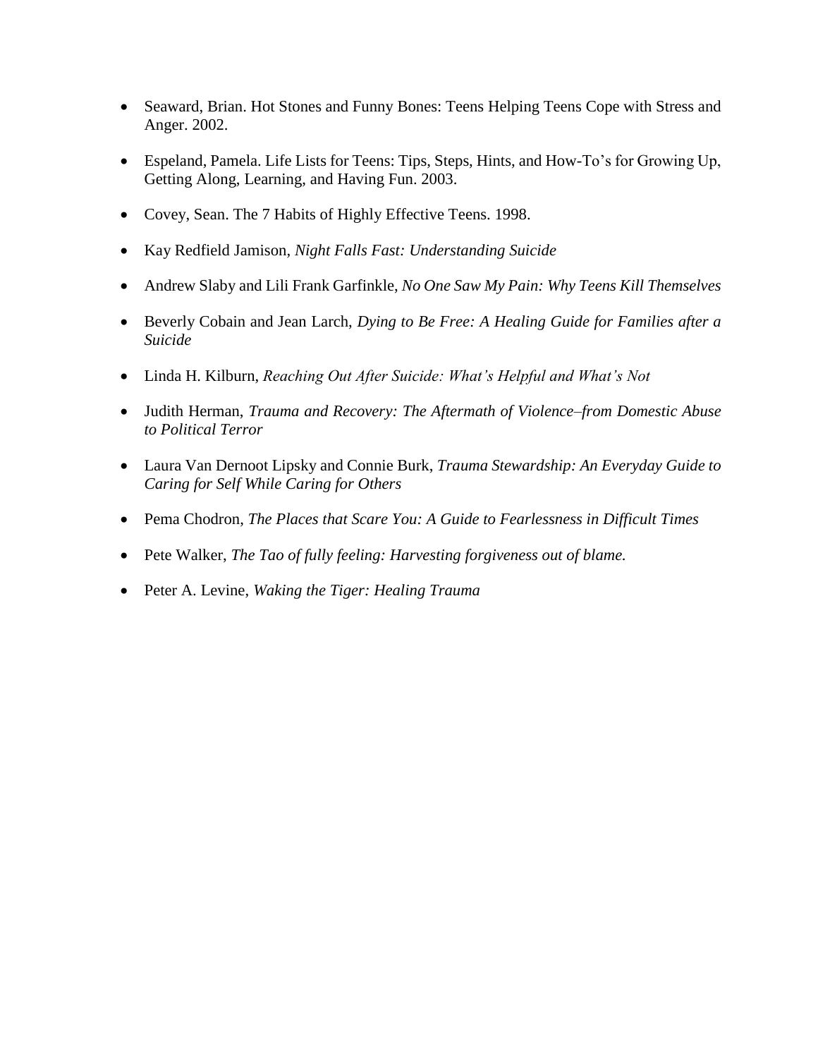- Seaward, Brian. Hot Stones and Funny Bones: Teens Helping Teens Cope with Stress and Anger. 2002.
- Espeland, Pamela. Life Lists for Teens: Tips, Steps, Hints, and How-To's for Growing Up, Getting Along, Learning, and Having Fun. 2003.
- Covey, Sean. The 7 Habits of Highly Effective Teens. 1998.
- Kay Redfield Jamison, *Night Falls Fast: Understanding Suicide*
- Andrew Slaby and Lili Frank Garfinkle, *No One Saw My Pain: Why Teens Kill Themselves*
- Beverly Cobain and Jean Larch, *Dying to Be Free: A Healing Guide for Families after a Suicide*
- Linda H. Kilburn, *Reaching Out After Suicide: What's Helpful and What's Not*
- Judith Herman, *Trauma and Recovery: The Aftermath of Violence–from Domestic Abuse to Political Terror*
- Laura Van Dernoot Lipsky and Connie Burk, *Trauma Stewardship: An Everyday Guide to Caring for Self While Caring for Others*
- Pema Chodron, *The Places that Scare You: A Guide to Fearlessness in Difficult Times*
- Pete Walker, *The Tao of fully feeling: Harvesting forgiveness out of blame.*
- Peter A. Levine, *Waking the Tiger: Healing Trauma*